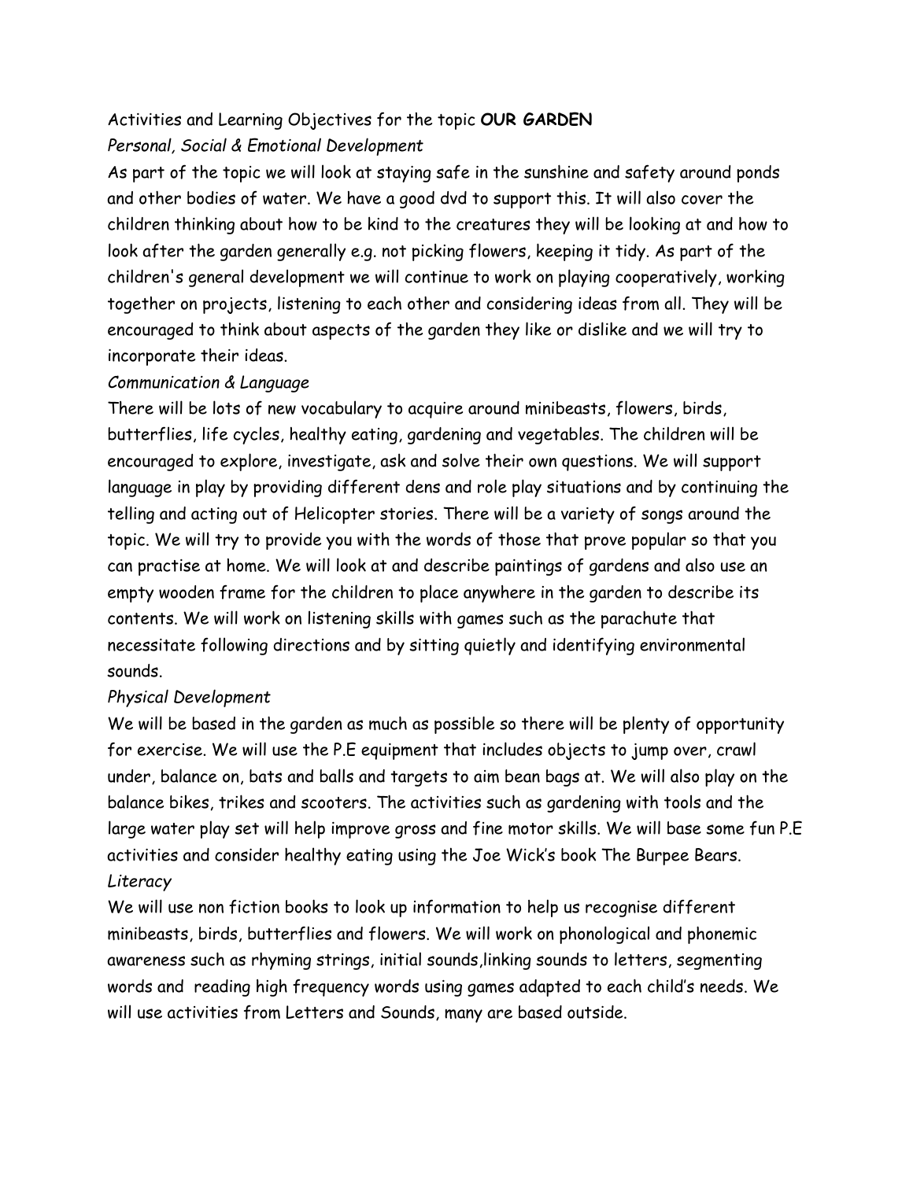Activities and Learning Objectives for the topic **OUR GARDEN**

*Personal, Social & Emotional Development*

As part of the topic we will look at staying safe in the sunshine and safety around ponds and other bodies of water. We have a good dvd to support this. It will also cover the children thinking about how to be kind to the creatures they will be looking at and how to look after the garden generally e.g. not picking flowers, keeping it tidy. As part of the children's general development we will continue to work on playing cooperatively, working together on projects, listening to each other and considering ideas from all. They will be encouraged to think about aspects of the garden they like or dislike and we will try to incorporate their ideas.

*Communication & Language*

There will be lots of new vocabulary to acquire around minibeasts, flowers, birds, butterflies, life cycles, healthy eating, gardening and vegetables. The children will be encouraged to explore, investigate, ask and solve their own questions. We will support language in play by providing different dens and role play situations and by continuing the telling and acting out of Helicopter stories. There will be a variety of songs around the topic. We will try to provide you with the words of those that prove popular so that you can practise at home. We will look at and describe paintings of gardens and also use an empty wooden frame for the children to place anywhere in the garden to describe its contents. We will work on listening skills with games such as the parachute that necessitate following directions and by sitting quietly and identifying environmental sounds.

*Physical Development*

We will be based in the garden as much as possible so there will be plenty of opportunity for exercise. We will use the P.E equipment that includes objects to jump over, crawl under, balance on, bats and balls and targets to aim bean bags at. We will also play on the balance bikes, trikes and scooters. The activities such as gardening with tools and the large water play set will help improve gross and fine motor skills. We will base some fun P.E activities and consider healthy eating using the Joe Wick's book The Burpee Bears.

*Literacy*

We will use non fiction books to look up information to help us recognise different minibeasts, birds, butterflies and flowers. We will work on phonological and phonemic awareness such as rhyming strings, initial sounds,linking sounds to letters, segmenting words and reading high frequency words using games adapted to each child's needs. We will use activities from Letters and Sounds, many are based outside.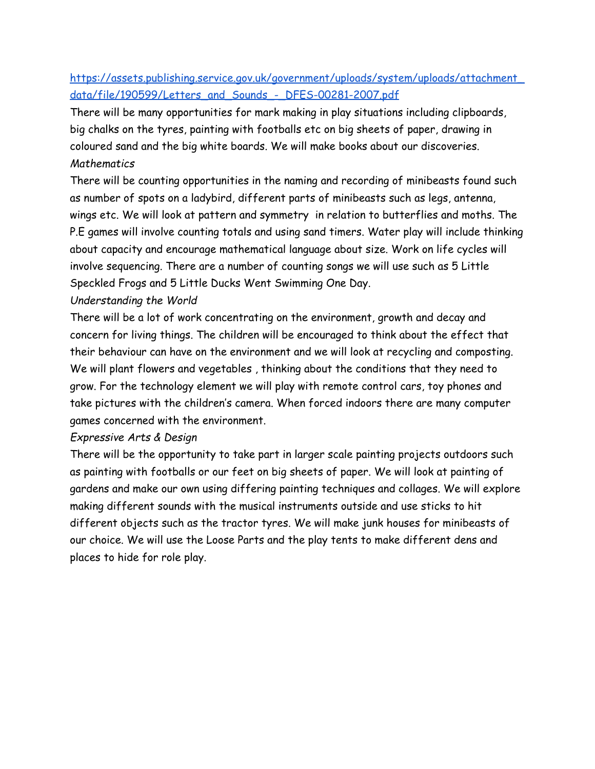https://assets.publishing.service.gov.uk/government/uploads/system/uploads/attachment_data/file/190599/Letters_and_Sounds_-_DFES-00281-2007.pdf

There will be many opportunities for mark making in play situations including clipboards, big chalks on the tyres, painting with footballs etc on big sheets of paper, drawing in coloured sand and the big white boards. We will make books about our discoveries.

*Mathematics*

There will be counting opportunities in the naming and recording of minibeasts found such as number of spots on a ladybird, different parts of minibeasts such as legs, antenna, wings etc. We will look at pattern and symmetry in relation to butterflies and moths. The P.E games will involve counting totals and using sand timers. Water play will include thinking about capacity and encourage mathematical language about size. Work on life cycles will involve sequencing. There are a number of counting songs we will use such as 5 Little Speckled Frogs and 5 Little Ducks Went Swimming One Day.

*Understanding the World*

There will be a lot of work concentrating on the environment, growth and decay and concern for living things. The children will be encouraged to think about the effect that their behaviour can have on the environment and we will look at recycling and composting. We will plant flowers and vegetables , thinking about the conditions that they need to grow. For the technology element we will play with remote control cars, toy phones and take pictures with the children's camera. When forced indoors there are many computer games concerned with the environment.

*Expressive Arts & Design*

There will be the opportunity to take part in larger scale painting projects outdoors such as painting with footballs or our feet on big sheets of paper. We will look at painting of gardens and make our own using differing painting techniques and collages. We will explore making different sounds with the musical instruments outside and use sticks to hit different objects such as the tractor tyres. We will make junk houses for minibeasts of our choice. We will use the Loose Parts and the play tents to make different dens and places to hide for role play.